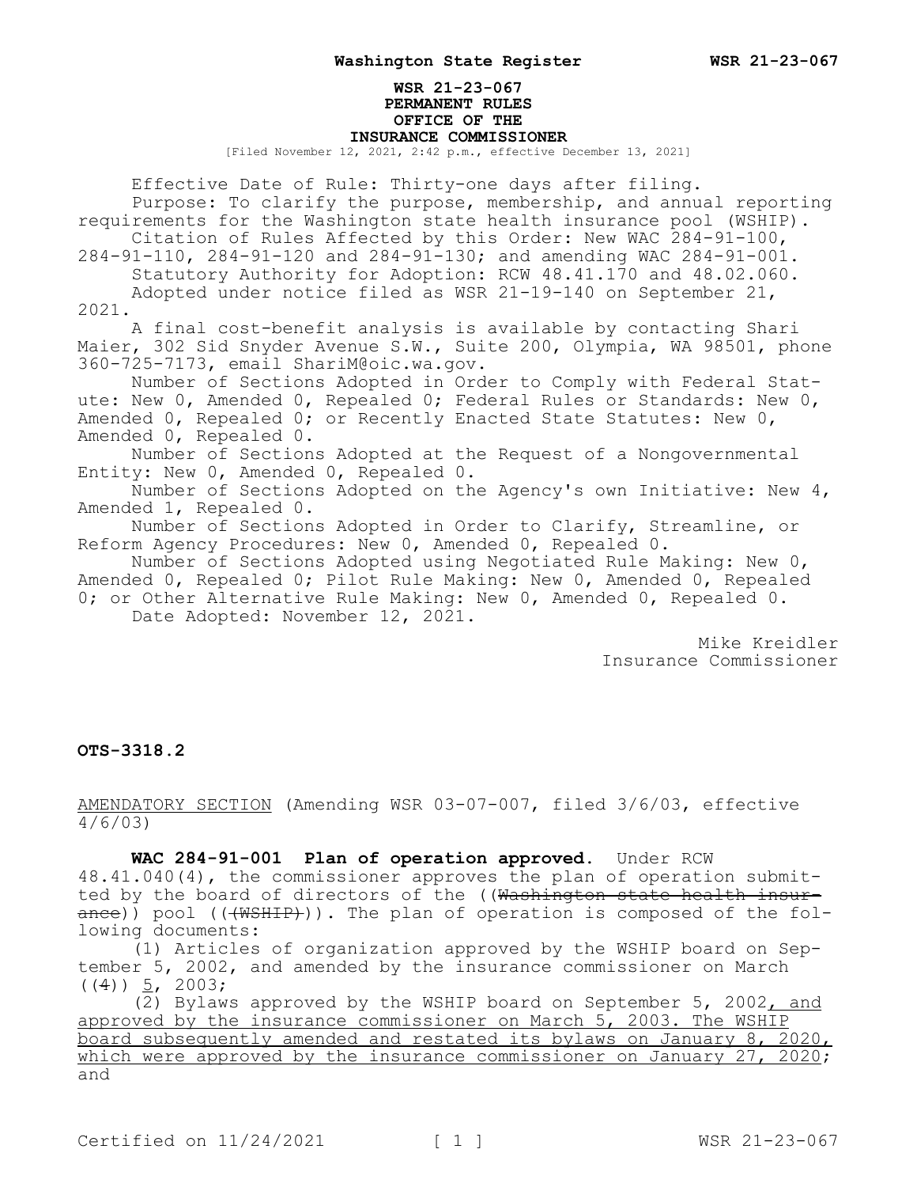# WSR 21-23-067
## PERMANENT RULES
## OFFICE OF THE
## INSURANCE COMMISSIONER

[Filed November 12, 2021, 2:42 p.m., effective December 13, 2021]

Effective Date of Rule: Thirty-one days after filing.

Purpose: To clarify the purpose, membership, and annual reporting requirements for the Washington state health insurance pool (WSHIP).

Citation of Rules Affected by this Order: New WAC 284-91-100, 284-91-110, 284-91-120 and 284-91-130; and amending WAC 284-91-001.

Statutory Authority for Adoption: RCW 48.41.170 and 48.02.060.

Adopted under notice filed as WSR 21-19-140 on September 21, 2021.

A final cost-benefit analysis is available by contacting Shari Maier, 302 Sid Snyder Avenue S.W., Suite 200, Olympia, WA 98501, phone 360-725-7173, email ShariM@oic.wa.gov.

Number of Sections Adopted in Order to Comply with Federal Statute: New 0, Amended 0, Repealed 0; Federal Rules or Standards: New 0, Amended 0, Repealed 0; or Recently Enacted State Statutes: New 0, Amended 0, Repealed 0.

Number of Sections Adopted at the Request of a Nongovernmental Entity: New 0, Amended 0, Repealed 0.

Number of Sections Adopted on the Agency's own Initiative: New 4, Amended 1, Repealed 0.

Number of Sections Adopted in Order to Clarify, Streamline, or Reform Agency Procedures: New 0, Amended 0, Repealed 0.

Number of Sections Adopted using Negotiated Rule Making: New 0, Amended 0, Repealed 0; Pilot Rule Making: New 0, Amended 0, Repealed 0; or Other Alternative Rule Making: New 0, Amended 0, Repealed 0.

Date Adopted: November 12, 2021.

Mike Kreidler
Insurance Commissioner

**OTS-3318.2**

AMENDATORY SECTION (Amending WSR 03-07-007, filed 3/6/03, effective 4/6/03)

**WAC 284-91-001 Plan of operation approved.** Under RCW 48.41.040(4), the commissioner approves the plan of operation submitted by the board of directors of the ((~~Washington state health insurance~~)) pool ((~~(WSHIP)~~)). The plan of operation is composed of the following documents:

(1) Articles of organization approved by the WSHIP board on September 5, 2002, and amended by the insurance commissioner on March ((~~4~~)) 5, 2003;

(2) Bylaws approved by the WSHIP board on September 5, 2002, and approved by the insurance commissioner on March 5, 2003. The WSHIP board subsequently amended and restated its bylaws on January 8, 2020, which were approved by the insurance commissioner on January 27, 2020; and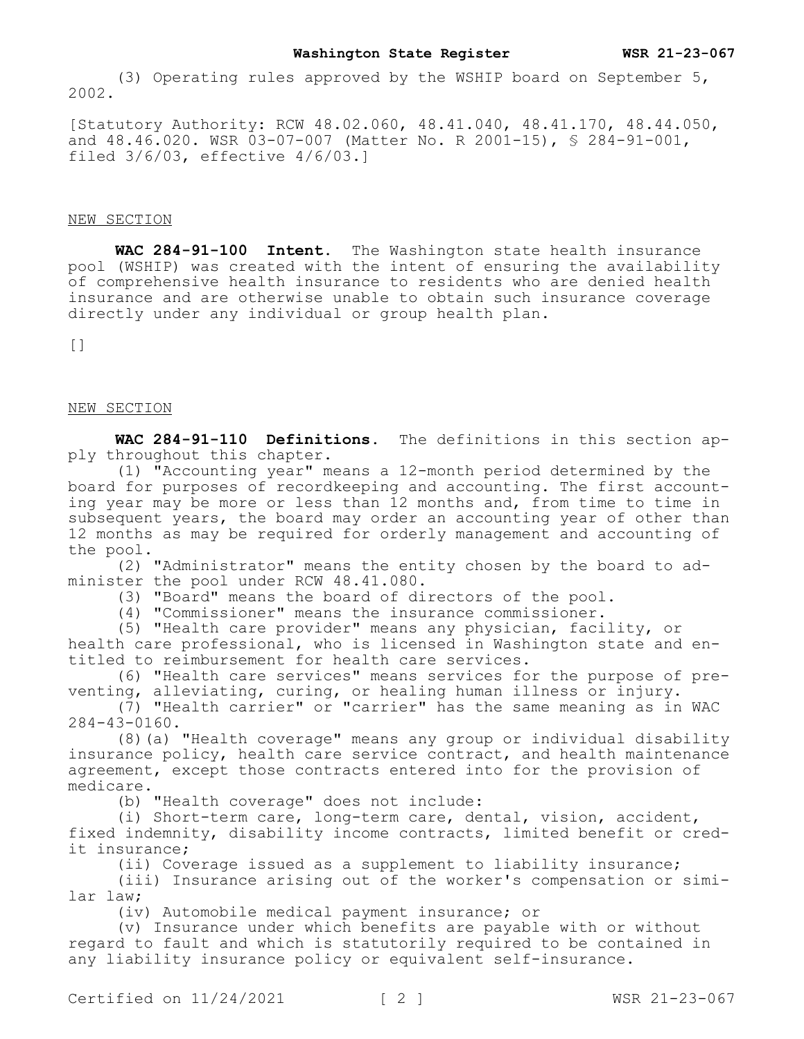(3) Operating rules approved by the WSHIP board on September 5, 2002.

[Statutory Authority: RCW 48.02.060, 48.41.040, 48.41.170, 48.44.050, and 48.46.020. WSR 03-07-007 (Matter No. R 2001-15), § 284-91-001, filed 3/6/03, effective 4/6/03.]

NEW SECTION

**WAC 284-91-100 Intent.** The Washington state health insurance pool (WSHIP) was created with the intent of ensuring the availability of comprehensive health insurance to residents who are denied health insurance and are otherwise unable to obtain such insurance coverage directly under any individual or group health plan.

[]

NEW SECTION

**WAC 284-91-110 Definitions.** The definitions in this section apply throughout this chapter.

(1) "Accounting year" means a 12-month period determined by the board for purposes of recordkeeping and accounting. The first accounting year may be more or less than 12 months and, from time to time in subsequent years, the board may order an accounting year of other than 12 months as may be required for orderly management and accounting of the pool.

(2) "Administrator" means the entity chosen by the board to administer the pool under RCW 48.41.080.

(3) "Board" means the board of directors of the pool.

(4) "Commissioner" means the insurance commissioner.

(5) "Health care provider" means any physician, facility, or health care professional, who is licensed in Washington state and entitled to reimbursement for health care services.

(6) "Health care services" means services for the purpose of preventing, alleviating, curing, or healing human illness or injury.

(7) "Health carrier" or "carrier" has the same meaning as in WAC 284-43-0160.

(8)(a) "Health coverage" means any group or individual disability insurance policy, health care service contract, and health maintenance agreement, except those contracts entered into for the provision of medicare.

(b) "Health coverage" does not include:

(i) Short-term care, long-term care, dental, vision, accident, fixed indemnity, disability income contracts, limited benefit or credit insurance;

(ii) Coverage issued as a supplement to liability insurance;

(iii) Insurance arising out of the worker's compensation or similar law;

(iv) Automobile medical payment insurance; or

(v) Insurance under which benefits are payable with or without regard to fault and which is statutorily required to be contained in any liability insurance policy or equivalent self-insurance.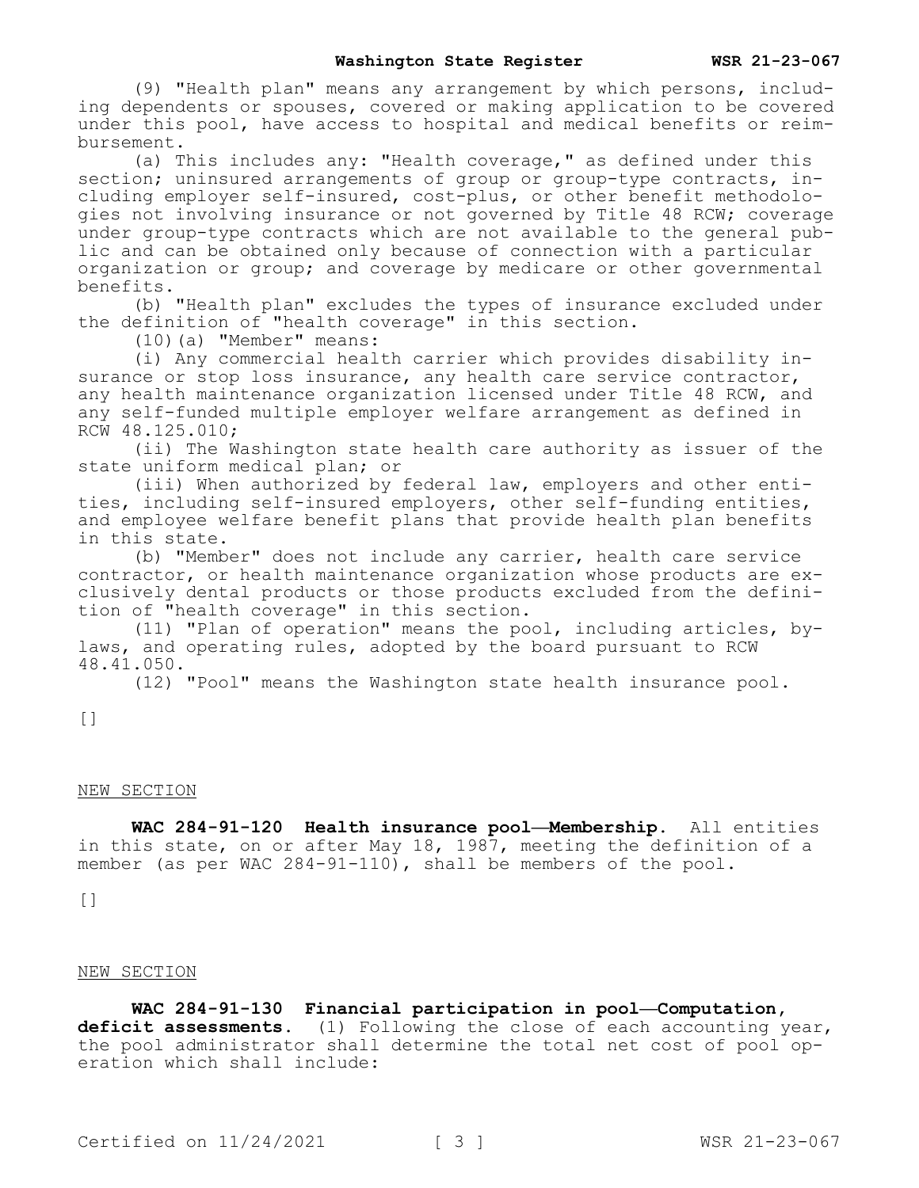(9) "Health plan" means any arrangement by which persons, including dependents or spouses, covered or making application to be covered under this pool, have access to hospital and medical benefits or reimbursement.

(a) This includes any: "Health coverage," as defined under this section; uninsured arrangements of group or group-type contracts, including employer self-insured, cost-plus, or other benefit methodologies not involving insurance or not governed by Title 48 RCW; coverage under group-type contracts which are not available to the general public and can be obtained only because of connection with a particular organization or group; and coverage by medicare or other governmental benefits.

(b) "Health plan" excludes the types of insurance excluded under the definition of "health coverage" in this section.

(10)(a) "Member" means:

(i) Any commercial health carrier which provides disability insurance or stop loss insurance, any health care service contractor, any health maintenance organization licensed under Title 48 RCW, and any self-funded multiple employer welfare arrangement as defined in RCW 48.125.010;

(ii) The Washington state health care authority as issuer of the state uniform medical plan; or

(iii) When authorized by federal law, employers and other entities, including self-insured employers, other self-funding entities, and employee welfare benefit plans that provide health plan benefits in this state.

(b) "Member" does not include any carrier, health care service contractor, or health maintenance organization whose products are exclusively dental products or those products excluded from the definition of "health coverage" in this section.

(11) "Plan of operation" means the pool, including articles, bylaws, and operating rules, adopted by the board pursuant to RCW 48.41.050.

(12) "Pool" means the Washington state health insurance pool.

[]

NEW SECTION

**WAC 284-91-120 Health insurance pool—Membership.** All entities in this state, on or after May 18, 1987, meeting the definition of a member (as per WAC 284-91-110), shall be members of the pool.

[]

NEW SECTION

**WAC 284-91-130 Financial participation in pool—Computation, deficit assessments.** (1) Following the close of each accounting year, the pool administrator shall determine the total net cost of pool operation which shall include: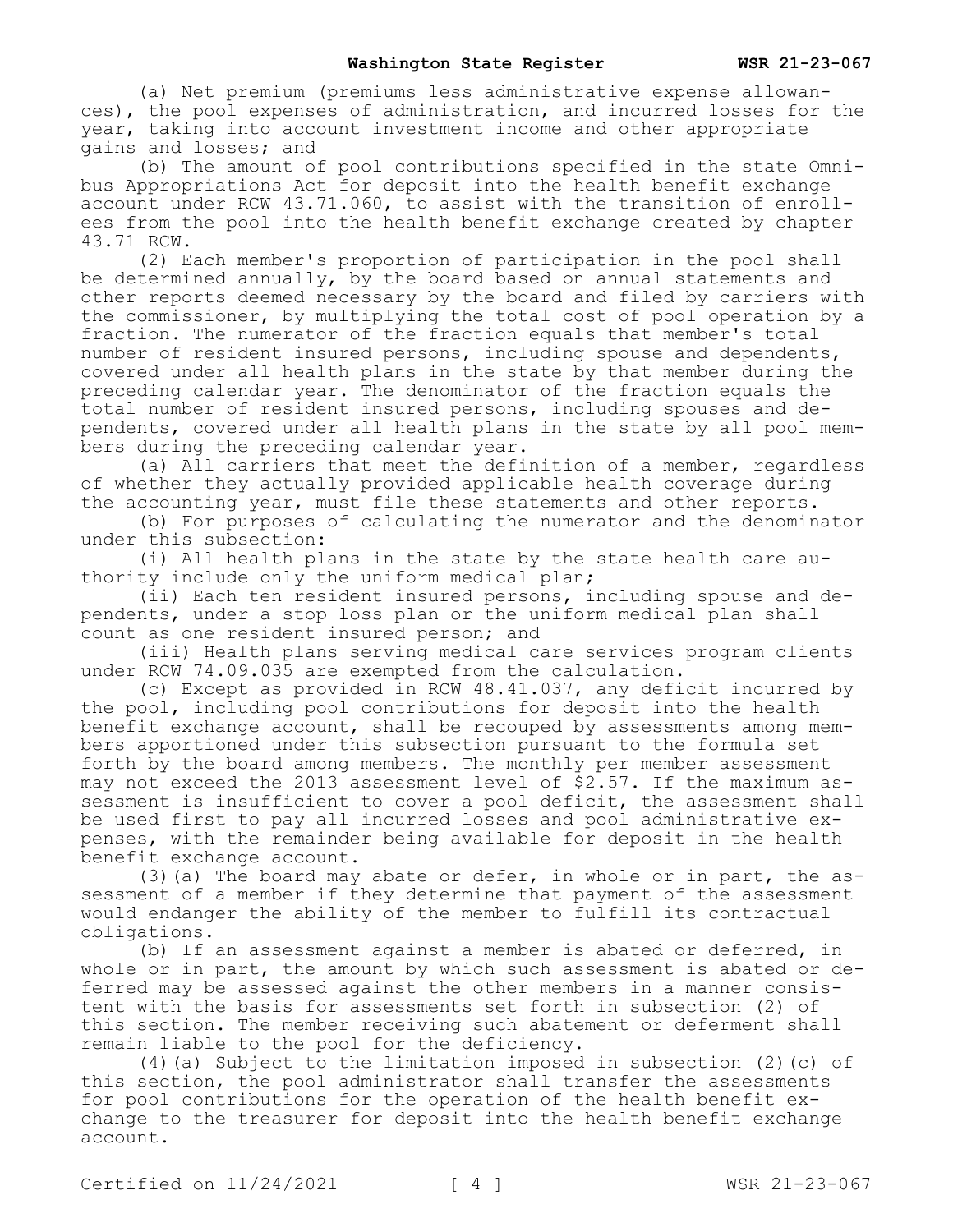(a) Net premium (premiums less administrative expense allowances), the pool expenses of administration, and incurred losses for the year, taking into account investment income and other appropriate gains and losses; and

(b) The amount of pool contributions specified in the state Omnibus Appropriations Act for deposit into the health benefit exchange account under RCW 43.71.060, to assist with the transition of enrollees from the pool into the health benefit exchange created by chapter 43.71 RCW.

(2) Each member's proportion of participation in the pool shall be determined annually, by the board based on annual statements and other reports deemed necessary by the board and filed by carriers with the commissioner, by multiplying the total cost of pool operation by a fraction. The numerator of the fraction equals that member's total number of resident insured persons, including spouse and dependents, covered under all health plans in the state by that member during the preceding calendar year. The denominator of the fraction equals the total number of resident insured persons, including spouses and dependents, covered under all health plans in the state by all pool members during the preceding calendar year.

(a) All carriers that meet the definition of a member, regardless of whether they actually provided applicable health coverage during the accounting year, must file these statements and other reports.

(b) For purposes of calculating the numerator and the denominator under this subsection:

(i) All health plans in the state by the state health care authority include only the uniform medical plan;

(ii) Each ten resident insured persons, including spouse and dependents, under a stop loss plan or the uniform medical plan shall count as one resident insured person; and

(iii) Health plans serving medical care services program clients under RCW 74.09.035 are exempted from the calculation.

(c) Except as provided in RCW 48.41.037, any deficit incurred by the pool, including pool contributions for deposit into the health benefit exchange account, shall be recouped by assessments among members apportioned under this subsection pursuant to the formula set forth by the board among members. The monthly per member assessment may not exceed the 2013 assessment level of $2.57. If the maximum assessment is insufficient to cover a pool deficit, the assessment shall be used first to pay all incurred losses and pool administrative expenses, with the remainder being available for deposit in the health benefit exchange account.

(3)(a) The board may abate or defer, in whole or in part, the assessment of a member if they determine that payment of the assessment would endanger the ability of the member to fulfill its contractual obligations.

(b) If an assessment against a member is abated or deferred, in whole or in part, the amount by which such assessment is abated or deferred may be assessed against the other members in a manner consistent with the basis for assessments set forth in subsection (2) of this section. The member receiving such abatement or deferment shall remain liable to the pool for the deficiency.

(4)(a) Subject to the limitation imposed in subsection (2)(c) of this section, the pool administrator shall transfer the assessments for pool contributions for the operation of the health benefit exchange to the treasurer for deposit into the health benefit exchange account.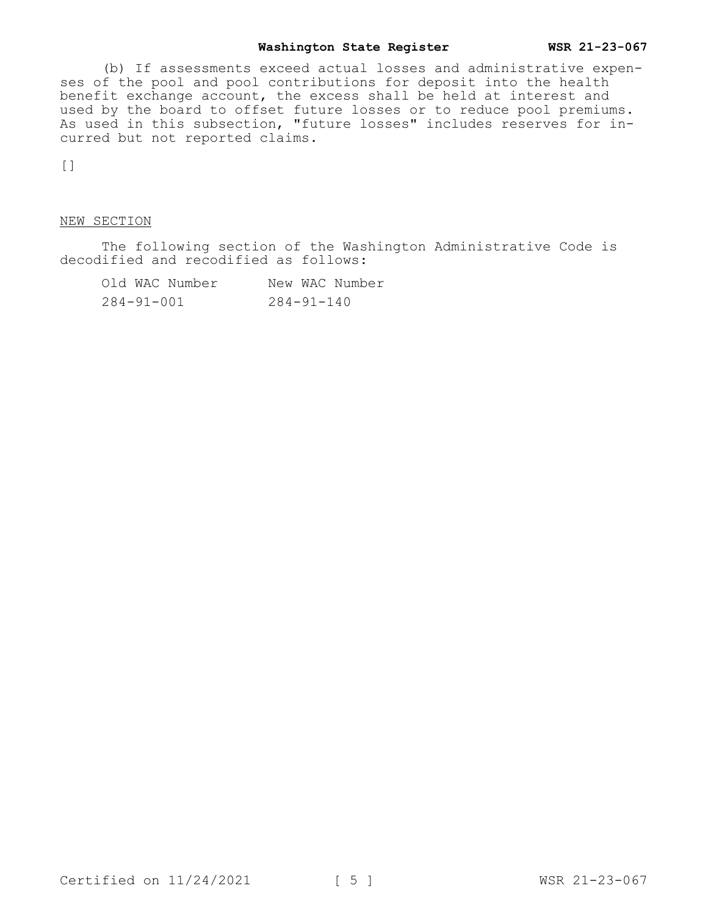(b) If assessments exceed actual losses and administrative expenses of the pool and pool contributions for deposit into the health benefit exchange account, the excess shall be held at interest and used by the board to offset future losses or to reduce pool premiums. As used in this subsection, "future losses" includes reserves for incurred but not reported claims.

[]

NEW SECTION

The following section of the Washington Administrative Code is decodified and recodified as follows:

| Old WAC Number | New WAC Number |
|---|---|
| 284-91-001 | 284-91-140 |